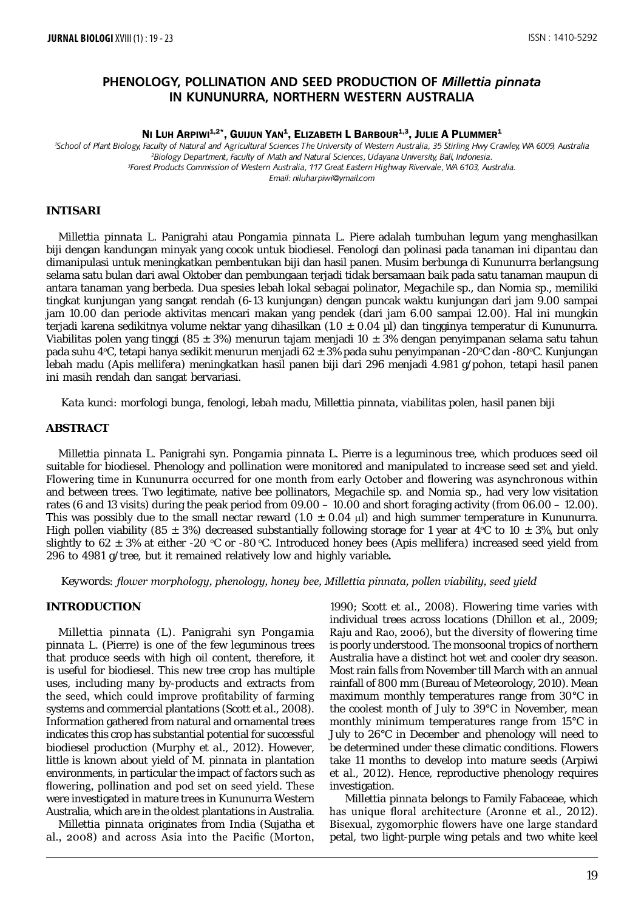# PHENOLOGY, POLLINATION AND SEED PRODUCTION OF *Millettia pinnata* IN KUNUNURRA, NORTHERN WESTERN AUSTRALIA

**Ni Luh Arpiwi[1,2*], Guijun Yan[1], Elizabeth L Barbour[1,3], Julie A Plummer[1]**

[1]School of Plant Biology, Faculty of Natural and Agricultural Sciences The University of Western Australia, 35 Stirling Hwy Crawley, WA 6009, Australia
[2]Biology Department, Faculty of Math and Natural Sciences, Udayana University, Bali, Indonesia.
[3]Forest Products Commission of Western Australia, 117 Great Eastern Highway Rivervale, WA 6103, Australia.
Email: niluharpiwi@ymail.com

## INTISARI

*Millettia pinnata* L. Panigrahi atau *Pongamia pinnata* L. Piere adalah tumbuhan legum yang menghasilkan biji dengan kandungan minyak yang cocok untuk biodiesel. Fenologi dan polinasi pada tanaman ini dipantau dan dimanipulasi untuk meningkatkan pembentukan biji dan hasil panen. Musim berbunga di Kununurra berlangsung selama satu bulan dari awal Oktober dan pembungaan terjadi tidak bersamaan baik pada satu tanaman maupun di antara tanaman yang berbeda. Dua spesies lebah lokal sebagai polinator, *Megachile* sp., dan *Nomia* sp., memiliki tingkat kunjungan yang sangat rendah (6-13 kunjungan) dengan puncak waktu kunjungan dari jam 9.00 sampai jam 10.00 dan periode aktivitas mencari makan yang pendek (dari jam 6.00 sampai 12.00). Hal ini mungkin terjadi karena sedikitnya volume nektar yang dihasilkan (1.0 ± 0.04 µl) dan tingginya temperatur di Kununurra. Viabilitas polen yang tinggi (85 ± 3%) menurun tajam menjadi 10 ± 3% dengan penyimpanan selama satu tahun pada suhu 4°C, tetapi hanya sedikit menurun menjadi 62 ± 3% pada suhu penyimpanan -20°C dan -80°C. Kunjungan lebah madu (*Apis mellifera*) meningkatkan hasil panen biji dari 296 menjadi 4.981 g/pohon, tetapi hasil panen ini masih rendah dan sangat bervariasi.

*Kata kunci*: *morfologi bunga, fenologi, lebah madu, Millettia pinnata, viabilitas polen, hasil panen biji*

## ABSTRACT

*Millettia pinnata* L. Panigrahi syn. *Pongamia pinnata* L. Pierre is a leguminous tree, which produces seed oil suitable for biodiesel. Phenology and pollination were monitored and manipulated to increase seed set and yield. Flowering time in Kununurra occurred for one month from early October and flowering was asynchronous within and between trees. Two legitimate, native bee pollinators, *Megachile* sp. and *Nomia* sp., had very low visitation rates (6 and 13 visits) during the peak period from 09.00 – 10.00 and short foraging activity (from 06.00 – 12.00). This was possibly due to the small nectar reward (1.0 ± 0.04 µl) and high summer temperature in Kununurra. High pollen viability (85 ± 3%) decreased substantially following storage for 1 year at 4°C to 10 ± 3%, but only slightly to 62 ± 3% at either -20 °C or -80 °C. Introduced honey bees (*Apis mellifera*) increased seed yield from 296 to 4981 g/tree, but it remained relatively low and highly variable**.**

Keywords: *flower morphology, phenology, honey bee, Millettia pinnata, pollen viability, seed yield*

## INTRODUCTION

*Millettia pinnata* (L). Panigrahi syn *Pongamia pinnata* L. (Pierre) is one of the few leguminous trees that produce seeds with high oil content, therefore, it is useful for biodiesel. This new tree crop has multiple uses, including many by-products and extracts from the seed, which could improve profitability of farming systems and commercial plantations (Scott et al., 2008). Information gathered from natural and ornamental trees indicates this crop has substantial potential for successful biodiesel production (Murphy et al., 2012). However, little is known about yield of M. pinnata in plantation environments, in particular the impact of factors such as flowering, pollination and pod set on seed yield. These were investigated in mature trees in Kununurra Western Australia, which are in the oldest plantations in Australia.

*Millettia pinnata* originates from India (Sujatha et al., 2008) and across Asia into the Pacific (Morton, 1990; Scott et al., 2008). Flowering time varies with individual trees across locations (Dhillon et al., 2009; Raju and Rao, 2006), but the diversity of flowering time is poorly understood. The monsoonal tropics of northern Australia have a distinct hot wet and cooler dry season. Most rain falls from November till March with an annual rainfall of 800 mm (Bureau of Meteorology, 2010). Mean maximum monthly temperatures range from 30°C in the coolest month of July to 39°C in November, mean monthly minimum temperatures range from 15°C in July to 26°C in December and phenology will need to be determined under these climatic conditions. Flowers take 11 months to develop into mature seeds (Arpiwi et al., 2012). Hence, reproductive phenology requires investigation.

*Millettia pinnata* belongs to Family Fabaceae, which has unique floral architecture (Aronne et al., 2012). Bisexual, zygomorphic flowers have one large standard petal, two light-purple wing petals and two white keel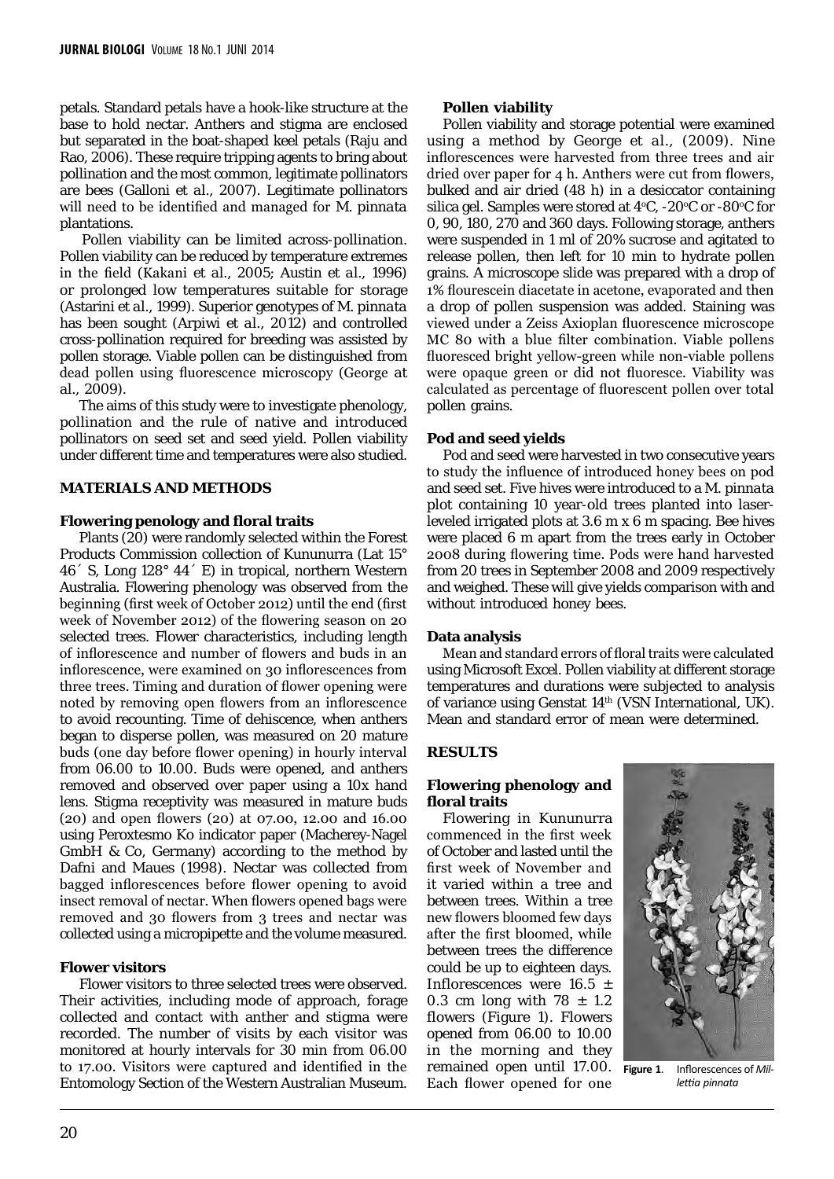petals. Standard petals have a hook-like structure at the base to hold nectar. Anthers and stigma are enclosed but separated in the boat-shaped keel petals (Raju and Rao, 2006). These require tripping agents to bring about pollination and the most common, legitimate pollinators are bees (Galloni et al., 2007). Legitimate pollinators will need to be identified and managed for M. pinnata plantations.

Pollen viability can be limited across-pollination. Pollen viability can be reduced by temperature extremes in the field (Kakani et al., 2005; Austin et al., 1996) or prolonged low temperatures suitable for storage (Astarini et al., 1999). Superior genotypes of M. pinnata has been sought (Arpiwi et al., 2012) and controlled cross-pollination required for breeding was assisted by pollen storage. Viable pollen can be distinguished from dead pollen using fluorescence microscopy (George at al., 2009).

The aims of this study were to investigate phenology, pollination and the rule of native and introduced pollinators on seed set and seed yield. Pollen viability under different time and temperatures were also studied.

## MATERIALS AND METHODS

### Flowering penology and floral traits

Plants (20) were randomly selected within the Forest Products Commission collection of Kununurra (Lat 15° 46´ S, Long 128° 44´ E) in tropical, northern Western Australia. Flowering phenology was observed from the beginning (first week of October 2012) until the end (first week of November 2012) of the flowering season on 20 selected trees. Flower characteristics, including length of inflorescence and number of flowers and buds in an inflorescence, were examined on 30 inflorescences from three trees. Timing and duration of flower opening were noted by removing open flowers from an inflorescence to avoid recounting. Time of dehiscence, when anthers began to disperse pollen, was measured on 20 mature buds (one day before flower opening) in hourly interval from 06.00 to 10.00. Buds were opened, and anthers removed and observed over paper using a 10x hand lens. Stigma receptivity was measured in mature buds (20) and open flowers (20) at 07.00, 12.00 and 16.00 using Peroxtesmo Ko indicator paper (Macherey-Nagel GmbH & Co, Germany) according to the method by Dafni and Maues (1998). Nectar was collected from bagged inflorescences before flower opening to avoid insect removal of nectar. When flowers opened bags were removed and 30 flowers from 3 trees and nectar was collected using a micropipette and the volume measured.

### Flower visitors

Flower visitors to three selected trees were observed. Their activities, including mode of approach, forage collected and contact with anther and stigma were recorded. The number of visits by each visitor was monitored at hourly intervals for 30 min from 06.00 to 17.00. Visitors were captured and identified in the Entomology Section of the Western Australian Museum.

### Pollen viability

Pollen viability and storage potential were examined using a method by George et al., (2009). Nine inflorescences were harvested from three trees and air dried over paper for 4 h. Anthers were cut from flowers, bulked and air dried (48 h) in a desiccator containing silica gel. Samples were stored at 4°C, -20°C or -80°C for 0, 90, 180, 270 and 360 days. Following storage, anthers were suspended in 1 ml of 20% sucrose and agitated to release pollen, then left for 10 min to hydrate pollen grains. A microscope slide was prepared with a drop of 1% flourescein diacetate in acetone, evaporated and then a drop of pollen suspension was added. Staining was viewed under a Zeiss Axioplan fluorescence microscope MC 80 with a blue filter combination. Viable pollens fluoresced bright yellow-green while non-viable pollens were opaque green or did not fluoresce. Viability was calculated as percentage of fluorescent pollen over total pollen grains.

### Pod and seed yields

Pod and seed were harvested in two consecutive years to study the influence of introduced honey bees on pod and seed set. Five hives were introduced to a M. pinnata plot containing 10 year-old trees planted into laser-leveled irrigated plots at 3.6 m x 6 m spacing. Bee hives were placed 6 m apart from the trees early in October 2008 during flowering time. Pods were hand harvested from 20 trees in September 2008 and 2009 respectively and weighed. These will give yields comparison with and without introduced honey bees.

### Data analysis

Mean and standard errors of floral traits were calculated using Microsoft Excel. Pollen viability at different storage temperatures and durations were subjected to analysis of variance using Genstat 14th (VSN International, UK). Mean and standard error of mean were determined.

## RESULTS

### Flowering phenology and floral traits

Flowering in Kununurra commenced in the first week of October and lasted until the first week of November and it varied within a tree and between trees. Within a tree new flowers bloomed few days after the first bloomed, while between trees the difference could be up to eighteen days. Inflorescences were 16.5 ± 0.3 cm long with 78 ± 1.2 flowers (Figure 1). Flowers opened from 06.00 to 10.00 in the morning and they remained open until 17.00. Each flower opened for one

Figure 1. Inflorescences of *Millettia pinnata*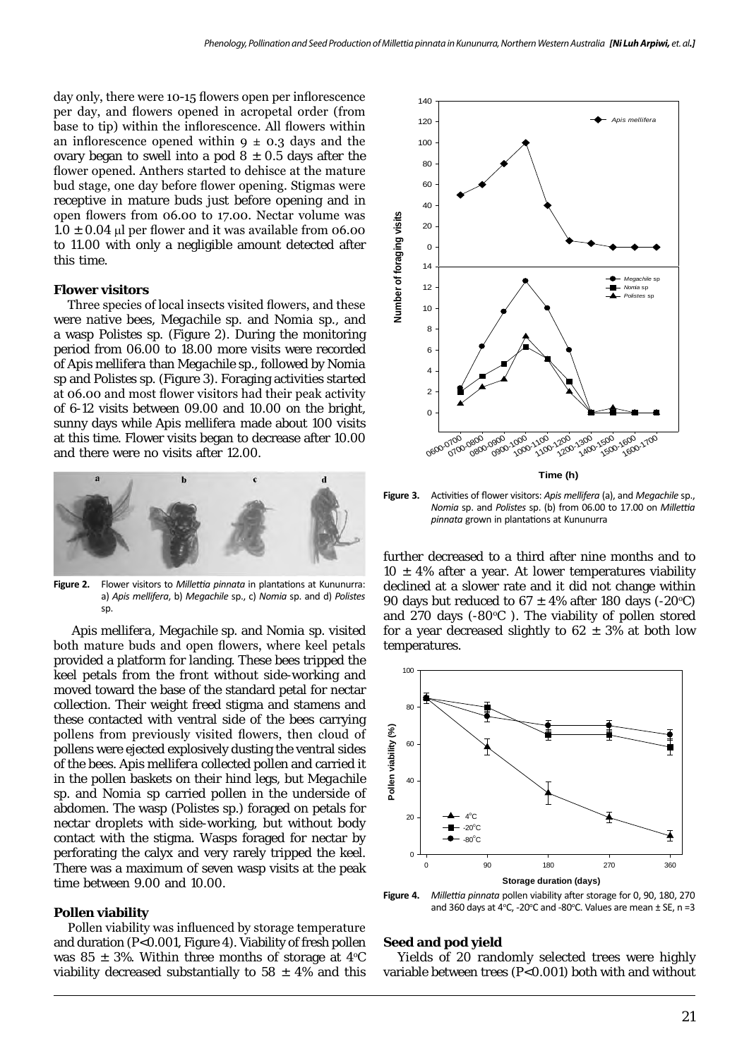day only, there were 10-15 flowers open per inflorescence per day, and flowers opened in acropetal order (from base to tip) within the inflorescence. All flowers within an inflorescence opened within $9 \pm 0.3$ days and the ovary began to swell into a pod $8 \pm 0.5$ days after the flower opened. Anthers started to dehisce at the mature bud stage, one day before flower opening. Stigmas were receptive in mature buds just before opening and in open flowers from 06.00 to 17.00. Nectar volume was $1.0 \pm 0.04$ µl per flower and it was available from 06.00 to 11.00 with only a negligible amount detected after this time.

### Flower visitors

Three species of local insects visited flowers, and these were native bees, *Megachile* sp. and *Nomia* sp., and a wasp *Polistes* sp. (Figure 2). During the monitoring period from 06.00 to 18.00 more visits were recorded of *Apis mellifera* than *Megachile* sp., followed by *Nomia* sp and *Polistes* sp. (Figure 3). Foraging activities started at 06.00 and most flower visitors had their peak activity of 6-12 visits between 09.00 and 10.00 on the bright, sunny days while *Apis mellifera* made about 100 visits at this time. Flower visits began to decrease after 10.00 and there were no visits after 12.00.

**Figure 2.** Flower visitors to *Millettia pinnata* in plantations at Kununurra: a) *Apis mellifera*, b) *Megachile* sp., c) *Nomia* sp. and d) *Polistes* sp.

*Apis mellifera*, *Megachile* sp. and *Nomia* sp. visited both mature buds and open flowers, where keel petals provided a platform for landing. These bees tripped the keel petals from the front without side-working and moved toward the base of the standard petal for nectar collection. Their weight freed stigma and stamens and these contacted with ventral side of the bees carrying pollens from previously visited flowers, then cloud of pollens were ejected explosively dusting the ventral sides of the bees. *Apis mellifera* collected pollen and carried it in the pollen baskets on their hind legs, but *Megachile* sp. and *Nomia* sp carried pollen in the underside of abdomen. The wasp (*Polistes* sp.) foraged on petals for nectar droplets with side-working, but without body contact with the stigma. Wasps foraged for nectar by perforating the calyx and very rarely tripped the keel. There was a maximum of seven wasp visits at the peak time between 9.00 and 10.00.

### Pollen viability

Pollen viability was influenced by storage temperature and duration ($P<0.001$, Figure 4). Viability of fresh pollen was $85 \pm 3\%$. Within three months of storage at 4°C viability decreased substantially to $58 \pm 4\%$ and this further decreased to a third after nine months and to $10 \pm 4\%$ after a year. At lower temperatures viability declined at a slower rate and it did not change within 90 days but reduced to $67 \pm 4\%$ after 180 days (-20°C) and 270 days (-80°C ). The viability of pollen stored for a year decreased slightly to $62 \pm 3\%$ at both low temperatures.

**Figure 3.** Activities of flower visitors: *Apis mellifera* (a), and *Megachile* sp., *Nomia* sp. and *Polistes* sp. (b) from 06.00 to 17.00 on *Millettia pinnata* grown in plantations at Kununurra

**Figure 4.** *Millettia pinnata* pollen viability after storage for 0, 90, 180, 270 and 360 days at 4°C, -20°C and -80°C. Values are mean ± SE, n =3

### Seed and pod yield

Yields of 20 randomly selected trees were highly variable between trees ($P<0.001$) both with and without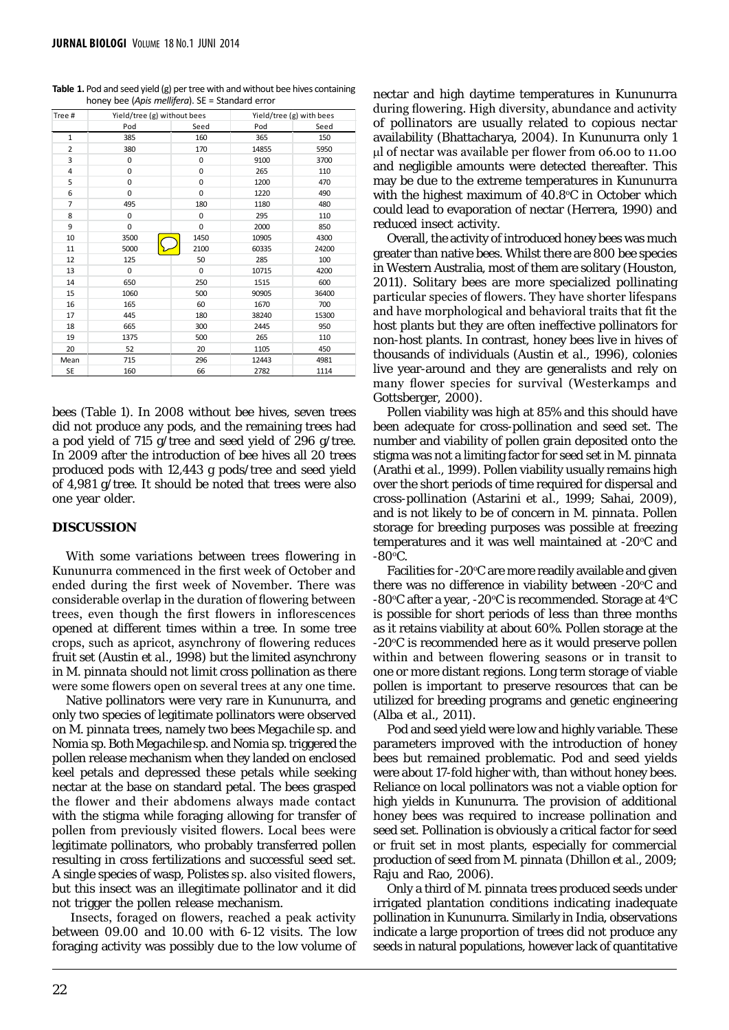**Table 1.** Pod and seed yield (g) per tree with and without bee hives containing honey bee (*Apis mellifera*). SE = Standard error

| Tree # | Yield/tree (g) without bees | | Yield/tree (g) with bees | |
|---|---|---|---|---|
| | Pod | Seed | Pod | Seed |
| 1 | 385 | 160 | 365 | 150 |
| 2 | 380 | 170 | 14855 | 5950 |
| 3 | 0 | 0 | 9100 | 3700 |
| 4 | 0 | 0 | 265 | 110 |
| 5 | 0 | 0 | 1200 | 470 |
| 6 | 0 | 0 | 1220 | 490 |
| 7 | 495 | 180 | 1180 | 480 |
| 8 | 0 | 0 | 295 | 110 |
| 9 | 0 | 0 | 2000 | 850 |
| 10 | 3500 | 1450 | 10905 | 4300 |
| 11 | 5000 | 2100 | 60335 | 24200 |
| 12 | 125 | 50 | 285 | 100 |
| 13 | 0 | 0 | 10715 | 4200 |
| 14 | 650 | 250 | 1515 | 600 |
| 15 | 1060 | 500 | 90905 | 36400 |
| 16 | 165 | 60 | 1670 | 700 |
| 17 | 445 | 180 | 38240 | 15300 |
| 18 | 665 | 300 | 2445 | 950 |
| 19 | 1375 | 500 | 265 | 110 |
| 20 | 52 | 20 | 1105 | 450 |
| Mean | 715 | 296 | 12443 | 4981 |
| SE | 160 | 66 | 2782 | 1114 |

bees (Table 1). In 2008 without bee hives, seven trees did not produce any pods, and the remaining trees had a pod yield of 715 g/tree and seed yield of 296 g/tree. In 2009 after the introduction of bee hives all 20 trees produced pods with 12,443 g pods/tree and seed yield of 4,981 g/tree. It should be noted that trees were also one year older.

## DISCUSSION

With some variations between trees flowering in Kununurra commenced in the first week of October and ended during the first week of November. There was considerable overlap in the duration of flowering between trees, even though the first flowers in inflorescences opened at different times within a tree. In some tree crops, such as apricot, asynchrony of flowering reduces fruit set (Austin et al., 1998) but the limited asynchrony in *M. pinnata* should not limit cross pollination as there were some flowers open on several trees at any one time.

Native pollinators were very rare in Kununurra, and only two species of legitimate pollinators were observed on *M. pinnata* trees, namely two bees *Megachile* sp. and *Nomia* sp. Both *Megachile* sp. and *Nomia* sp. triggered the pollen release mechanism when they landed on enclosed keel petals and depressed these petals while seeking nectar at the base on standard petal. The bees grasped the flower and their abdomens always made contact with the stigma while foraging allowing for transfer of pollen from previously visited flowers. Local bees were legitimate pollinators, who probably transferred pollen resulting in cross fertilizations and successful seed set. A single species of wasp, *Polistes* sp. also visited flowers, but this insect was an illegitimate pollinator and it did not trigger the pollen release mechanism.

Insects, foraged on flowers, reached a peak activity between 09.00 and 10.00 with 6-12 visits. The low foraging activity was possibly due to the low volume of nectar and high daytime temperatures in Kununurra during flowering. High diversity, abundance and activity of pollinators are usually related to copious nectar availability (Bhattacharya, 2004). In Kununurra only 1 μl of nectar was available per flower from 06.00 to 11.00 and negligible amounts were detected thereafter. This may be due to the extreme temperatures in Kununurra with the highest maximum of 40.8°C in October which could lead to evaporation of nectar (Herrera, 1990) and reduced insect activity.

Overall, the activity of introduced honey bees was much greater than native bees. Whilst there are 800 bee species in Western Australia, most of them are solitary (Houston, 2011). Solitary bees are more specialized pollinating particular species of flowers. They have shorter lifespans and have morphological and behavioral traits that fit the host plants but they are often ineffective pollinators for non-host plants. In contrast, honey bees live in hives of thousands of individuals (Austin et al., 1996), colonies live year-around and they are generalists and rely on many flower species for survival (Westerkamps and Gottsberger, 2000).

Pollen viability was high at 85% and this should have been adequate for cross-pollination and seed set. The number and viability of pollen grain deposited onto the stigma was not a limiting factor for seed set in *M. pinnata* (Arathi et al., 1999). Pollen viability usually remains high over the short periods of time required for dispersal and cross-pollination (Astarini et al., 1999; Sahai, 2009), and is not likely to be of concern in *M. pinnata*. Pollen storage for breeding purposes was possible at freezing temperatures and it was well maintained at -20°C and -80°C.

Facilities for -20°C are more readily available and given there was no difference in viability between -20°C and -80°C after a year, -20°C is recommended. Storage at 4°C is possible for short periods of less than three months as it retains viability at about 60%. Pollen storage at the -20°C is recommended here as it would preserve pollen within and between flowering seasons or in transit to one or more distant regions. Long term storage of viable pollen is important to preserve resources that can be utilized for breeding programs and genetic engineering (Alba et al., 2011).

Pod and seed yield were low and highly variable. These parameters improved with the introduction of honey bees but remained problematic. Pod and seed yields were about 17-fold higher with, than without honey bees. Reliance on local pollinators was not a viable option for high yields in Kununurra. The provision of additional honey bees was required to increase pollination and seed set. Pollination is obviously a critical factor for seed or fruit set in most plants, especially for commercial production of seed from *M. pinnata* (Dhillon et al., 2009; Raju and Rao, 2006).

Only a third of *M. pinnata* trees produced seeds under irrigated plantation conditions indicating inadequate pollination in Kununurra. Similarly in India, observations indicate a large proportion of trees did not produce any seeds in natural populations, however lack of quantitative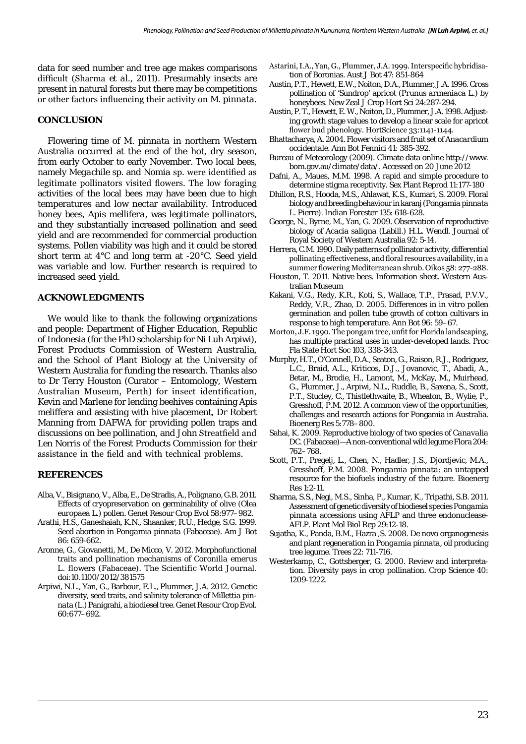data for seed number and tree age makes comparisons difficult (Sharma et al., 2011). Presumably insects are present in natural forests but there may be competitions or other factors influencing their activity on *M. pinnata*.

## CONCLUSION

Flowering time of *M. pinnata* in northern Western Australia occurred at the end of the hot, dry season, from early October to early November. Two local bees, namely *Megachile* sp. and *Nomia* sp. were identified as legitimate pollinators visited flowers. The low foraging activities of the local bees may have been due to high temperatures and low nectar availability. Introduced honey bees, *Apis mellifera*, was legitimate pollinators, and they substantially increased pollination and seed yield and are recommended for commercial production systems. Pollen viability was high and it could be stored short term at 4°C and long term at -20°C. Seed yield was variable and low. Further research is required to increased seed yield.

## ACKNOWLEDGMENTS

We would like to thank the following organizations and people: Department of Higher Education, Republic of Indonesia (for the PhD scholarship for Ni Luh Arpiwi), Forest Products Commission of Western Australia, and the School of Plant Biology at the University of Western Australia for funding the research. Thanks also to Dr Terry Houston (Curator – Entomology, Western Australian Museum, Perth) for insect identification, Kevin and Marlene for lending beehives containing *Apis meliffera* and assisting with hive placement, Dr Robert Manning from DAFWA for providing pollen traps and discussions on bee pollination, and John Streatfield and Len Norris of the Forest Products Commission for their assistance in the field and with technical problems.

## REFERENCES

Alba, V., Bisignano, V., Alba, E., De Stradis, A., Polignano, G.B. 2011. Effects of cryopreservation on germinability of olive (*Olea europaea* L.) pollen. Genet Resour Crop Evol 58:977–982.

Arathi, H.S., Ganeshaiah, K.N., Shaanker, R.U., Hedge, S.G. 1999. Seed abortion in *Pongamia pinnata* (Fabaceae). Am J Bot 86: 659-662.

Aronne, G., Giovanetti, M., De Micco, V. 2012. Morphofunctional traits and pollination mechanisms of *Coronilla emerus* L. flowers (Fabaceae). The Scientific World Journal. doi:10.1100/2012/381575

Arpiwi, N.L., Yan, G., Barbour, E.L., Plummer, J.A. 2012. Genetic diversity, seed traits, and salinity tolerance of *Millettia pinnata* (L.) Panigrahi, a biodiesel tree. Genet Resour Crop Evol. 60:677–692.

Astarini, I.A., Yan, G., Plummer, J.A. 1999. Interspecific hybridisation of Boronias. Aust J Bot 47: 851-864

Austin, P.T., Hewett, E.W., Noiton, D.A., Plummer, J.A. 1996. Cross pollination of 'Sundrop' apricot (*Prunus armeniaca* L.) by honeybees. New Zeal J Crop Hort Sci 24:287-294.

Austin, P. T., Hewett, E. W., Noiton, D., Plummer, J.A. 1998. Adjusting growth stage values to develop a linear scale for apricot flower bud phenology. HortScience 33:1141-1144.

Bhattacharya, A. 2004. Flower visitors and fruit set of *Anacardium occidentale*. Ann Bot Fennici 41: 385-392.

Bureau of Meteorology (2009). Climate data online http://www.bom.gov.au/climate/data/. Accessed on 20 June 2012

Dafni, A., Maues, M.M. 1998. A rapid and simple procedure to determine stigma receptivity. Sex Plant Reprod 11:177-180

Dhillon, R.S., Hooda, M.S., Ahlawat, K.S., Kumari, S. 2009. Floral biology and breeding behaviour in karanj (*Pongamia pinnata* L. Pierre). Indian Forester 135: 618-628.

George, N., Byrne, M., Yan, G. 2009. Observation of reproductive biology of *Acacia saligna* (Labill.) H.L. Wendl. Journal of Royal Society of Western Australia 92: 5-14.

Herrera, C.M. 1990. Daily patterns of pollinator activity, differential pollinating effectiveness, and floral resources availability, in a summer flowering Mediterranean shrub. Oikos 58: 277-288.

Houston, T. 2011. Native bees. Information sheet. Western Australian Museum

Kakani, V.G., Redy, K.R., Koti, S., Wallace, T.P., Prasad, P.V.V., Reddy, V.R., Zhao, D. 2005. Differences in in vitro pollen germination and pollen tube growth of cotton cultivars in response to high temperature. Ann Bot 96: 59–67.

Morton, J.F. 1990. The pongam tree, unfit for Florida landscaping, has multiple practical uses in under-developed lands. Proc Fla State Hort Soc 103, 338-343.

Murphy, H.T., O'Connell, D.A., Seaton, G., Raison, R.J., Rodriguez, L.C., Braid, A.L., Kriticos, D.J., Jovanovic, T., Abadi, A., Betar, M., Brodie, H., Lamont, M., McKay, M., Muirhead, G., Plummer, J., Arpiwi, N.L., Ruddle, B., Saxena, S., Scott, P.T., Stucley, C., Thistlethwaite, B., Wheaton, B., Wylie, P., Gresshoff, P.M. 2012. A common view of the opportunities, challenges and research actions for Pongamia in Australia. Bioenerg Res 5:778–800.

Sahai, K. 2009. Reproductive biology of two species of *Canavalia* DC. (Fabaceae)—A non-conventional wild legume Flora 204: 762–768.

Scott, P.T., Pregelj, L., Chen, N., Hadler, J.S., Djordjevic, M.A., Gresshoff, P.M. 2008. *Pongamia pinnata*: an untapped resource for the biofuels industry of the future. Bioenerg Res 1:2-11.

Sharma, S.S., Negi, M.S., Sinha, P., Kumar, K., Tripathi, S.B. 2011. Assessment of genetic diversity of biodiesel species *Pongamia pinnata* accessions using AFLP and three endonuclease-AFLP. Plant Mol Biol Rep 29:12-18.

Sujatha, K., Panda, B.M., Hazra ,S. 2008. De novo organogenesis and plant regeneration in *Pongamia pinnata*, oil producing tree legume. Trees 22: 711-716.

Westerkamp, C., Gottsberger, G. 2000. Review and interpretation. Diversity pays in crop pollination. Crop Science 40: 1209-1222.